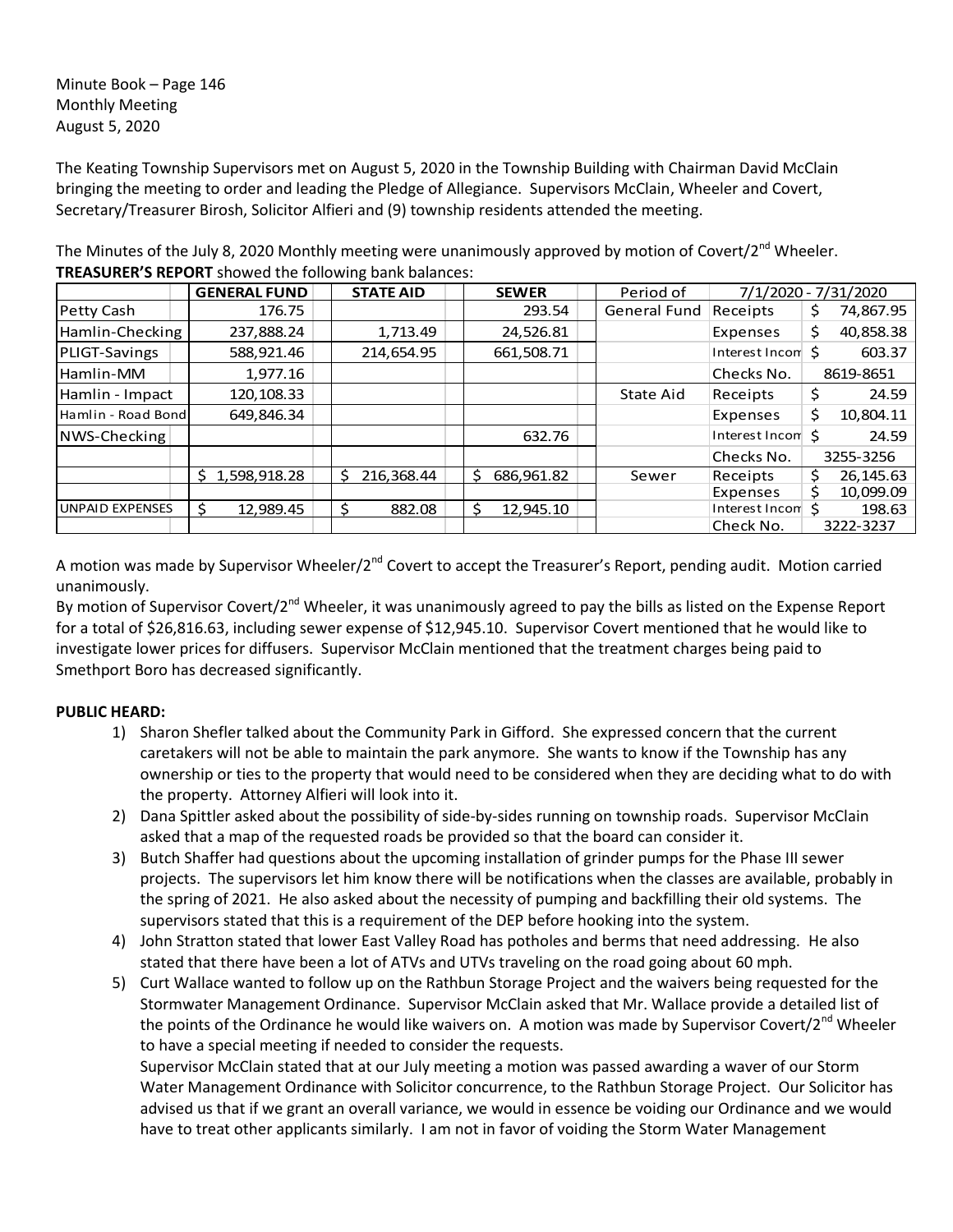Minute Book – Page 146
Monthly Meeting
August 5, 2020

The Keating Township Supervisors met on August 5, 2020 in the Township Building with Chairman David McClain bringing the meeting to order and leading the Pledge of Allegiance. Supervisors McClain, Wheeler and Covert, Secretary/Treasurer Birosh, Solicitor Alfieri and (9) township residents attended the meeting.

The Minutes of the July 8, 2020 Monthly meeting were unanimously approved by motion of Covert/2nd Wheeler.
**TREASURER'S REPORT** showed the following bank balances:

| | GENERAL FUND | STATE AID | SEWER | Period of | 7/1/2020 - 7/31/2020 | |
|---|---|---|---|---|---|---|
| Petty Cash | 176.75 | | 293.54 | General Fund | Receipts | $ 74,867.95 |
| Hamlin-Checking | 237,888.24 | 1,713.49 | 24,526.81 | | Expenses | $ 40,858.38 |
| PLIGT-Savings | 588,921.46 | 214,654.95 | 661,508.71 | | Interest Incom | $ 603.37 |
| Hamlin-MM | 1,977.16 | | | | Checks No. | 8619-8651 |
| Hamlin - Impact | 120,108.33 | | | State Aid | Receipts | $ 24.59 |
| Hamlin - Road Bond | 649,846.34 | | | | Expenses | $ 10,804.11 |
| NWS-Checking | | | 632.76 | | Interest Incom | $ 24.59 |
| | | | | | Checks No. | 3255-3256 |
| | $ 1,598,918.28 | $ 216,368.44 | $ 686,961.82 | Sewer | Receipts | $ 26,145.63 |
| | | | | | Expenses | $ 10,099.09 |
| UNPAID EXPENSES | $ 12,989.45 | $ 882.08 | $ 12,945.10 | | Interest Incom | $ 198.63 |
| | | | | | Check No. | 3222-3237 |

A motion was made by Supervisor Wheeler/2nd Covert to accept the Treasurer's Report, pending audit. Motion carried unanimously.
By motion of Supervisor Covert/2nd Wheeler, it was unanimously agreed to pay the bills as listed on the Expense Report for a total of $26,816.63, including sewer expense of $12,945.10. Supervisor Covert mentioned that he would like to investigate lower prices for diffusers. Supervisor McClain mentioned that the treatment charges being paid to Smethport Boro has decreased significantly.

**PUBLIC HEARD:**

1) Sharon Shefler talked about the Community Park in Gifford. She expressed concern that the current caretakers will not be able to maintain the park anymore. She wants to know if the Township has any ownership or ties to the property that would need to be considered when they are deciding what to do with the property. Attorney Alfieri will look into it.
2) Dana Spittler asked about the possibility of side-by-sides running on township roads. Supervisor McClain asked that a map of the requested roads be provided so that the board can consider it.
3) Butch Shaffer had questions about the upcoming installation of grinder pumps for the Phase III sewer projects. The supervisors let him know there will be notifications when the classes are available, probably in the spring of 2021. He also asked about the necessity of pumping and backfilling their old systems. The supervisors stated that this is a requirement of the DEP before hooking into the system.
4) John Stratton stated that lower East Valley Road has potholes and berms that need addressing. He also stated that there have been a lot of ATVs and UTVs traveling on the road going about 60 mph.
5) Curt Wallace wanted to follow up on the Rathbun Storage Project and the waivers being requested for the Stormwater Management Ordinance. Supervisor McClain asked that Mr. Wallace provide a detailed list of the points of the Ordinance he would like waivers on. A motion was made by Supervisor Covert/2nd Wheeler to have a special meeting if needed to consider the requests.
   Supervisor McClain stated that at our July meeting a motion was passed awarding a waver of our Storm Water Management Ordinance with Solicitor concurrence, to the Rathbun Storage Project. Our Solicitor has advised us that if we grant an overall variance, we would in essence be voiding our Ordinance and we would have to treat other applicants similarly. I am not in favor of voiding the Storm Water Management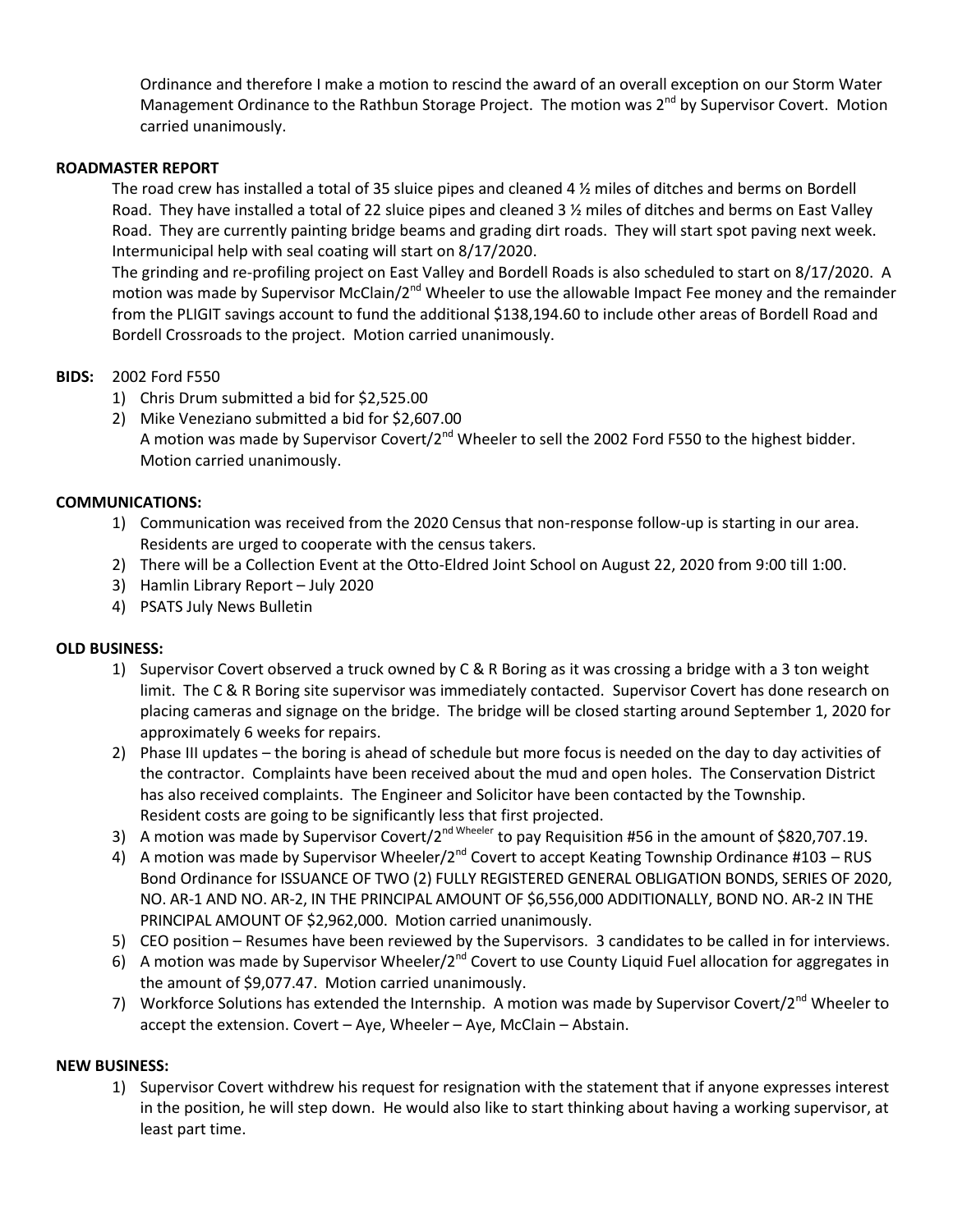Ordinance and therefore I make a motion to rescind the award of an overall exception on our Storm Water Management Ordinance to the Rathbun Storage Project. The motion was 2nd by Supervisor Covert. Motion carried unanimously.

**ROADMASTER REPORT**

The road crew has installed a total of 35 sluice pipes and cleaned 4 ½ miles of ditches and berms on Bordell Road. They have installed a total of 22 sluice pipes and cleaned 3 ½ miles of ditches and berms on East Valley Road. They are currently painting bridge beams and grading dirt roads. They will start spot paving next week. Intermunicipal help with seal coating will start on 8/17/2020.

The grinding and re-profiling project on East Valley and Bordell Roads is also scheduled to start on 8/17/2020. A motion was made by Supervisor McClain/2nd Wheeler to use the allowable Impact Fee money and the remainder from the PLIGIT savings account to fund the additional $138,194.60 to include other areas of Bordell Road and Bordell Crossroads to the project. Motion carried unanimously.

**BIDS:** 2002 Ford F550

1) Chris Drum submitted a bid for $2,525.00
2) Mike Veneziano submitted a bid for $2,607.00
   A motion was made by Supervisor Covert/2nd Wheeler to sell the 2002 Ford F550 to the highest bidder. Motion carried unanimously.

**COMMUNICATIONS:**

1) Communication was received from the 2020 Census that non-response follow-up is starting in our area. Residents are urged to cooperate with the census takers.
2) There will be a Collection Event at the Otto-Eldred Joint School on August 22, 2020 from 9:00 till 1:00.
3) Hamlin Library Report – July 2020
4) PSATS July News Bulletin

**OLD BUSINESS:**

1) Supervisor Covert observed a truck owned by C & R Boring as it was crossing a bridge with a 3 ton weight limit. The C & R Boring site supervisor was immediately contacted. Supervisor Covert has done research on placing cameras and signage on the bridge. The bridge will be closed starting around September 1, 2020 for approximately 6 weeks for repairs.
2) Phase III updates – the boring is ahead of schedule but more focus is needed on the day to day activities of the contractor. Complaints have been received about the mud and open holes. The Conservation District has also received complaints. The Engineer and Solicitor have been contacted by the Township. Resident costs are going to be significantly less that first projected.
3) A motion was made by Supervisor Covert/2nd Wheeler to pay Requisition #56 in the amount of $820,707.19.
4) A motion was made by Supervisor Wheeler/2nd Covert to accept Keating Township Ordinance #103 – RUS Bond Ordinance for ISSUANCE OF TWO (2) FULLY REGISTERED GENERAL OBLIGATION BONDS, SERIES OF 2020, NO. AR-1 AND NO. AR-2, IN THE PRINCIPAL AMOUNT OF $6,556,000 ADDITIONALLY, BOND NO. AR-2 IN THE PRINCIPAL AMOUNT OF $2,962,000. Motion carried unanimously.
5) CEO position – Resumes have been reviewed by the Supervisors. 3 candidates to be called in for interviews.
6) A motion was made by Supervisor Wheeler/2nd Covert to use County Liquid Fuel allocation for aggregates in the amount of $9,077.47. Motion carried unanimously.
7) Workforce Solutions has extended the Internship. A motion was made by Supervisor Covert/2nd Wheeler to accept the extension. Covert – Aye, Wheeler – Aye, McClain – Abstain.

**NEW BUSINESS:**

1) Supervisor Covert withdrew his request for resignation with the statement that if anyone expresses interest in the position, he will step down. He would also like to start thinking about having a working supervisor, at least part time.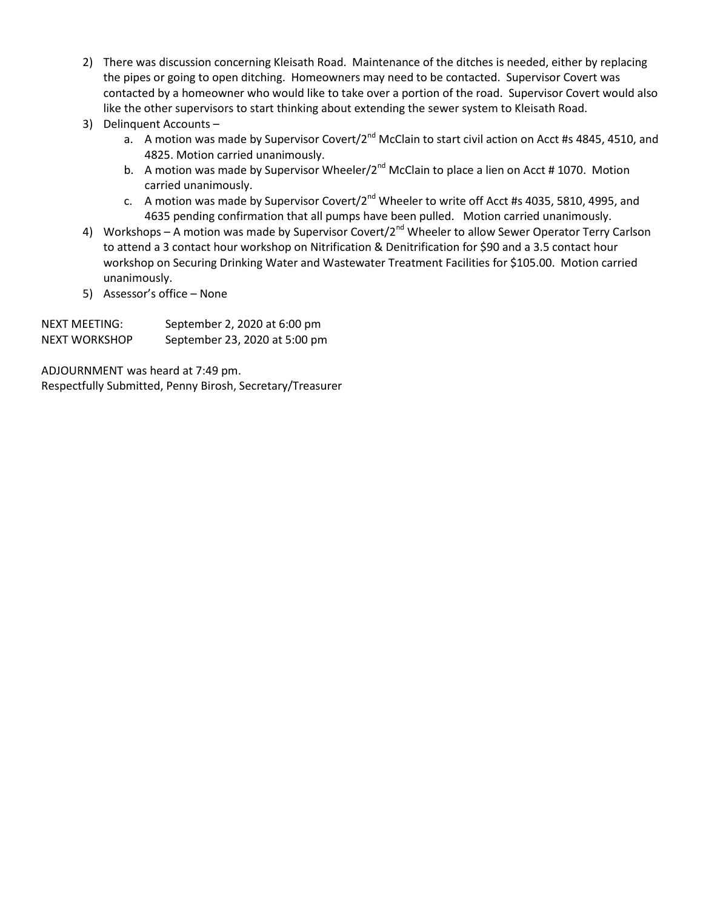2) There was discussion concerning Kleisath Road. Maintenance of the ditches is needed, either by replacing the pipes or going to open ditching. Homeowners may need to be contacted. Supervisor Covert was contacted by a homeowner who would like to take over a portion of the road. Supervisor Covert would also like the other supervisors to start thinking about extending the sewer system to Kleisath Road.
3) Delinquent Accounts –
    a. A motion was made by Supervisor Covert/2nd McClain to start civil action on Acct #s 4845, 4510, and 4825. Motion carried unanimously.
    b. A motion was made by Supervisor Wheeler/2nd McClain to place a lien on Acct # 1070. Motion carried unanimously.
    c. A motion was made by Supervisor Covert/2nd Wheeler to write off Acct #s 4035, 5810, 4995, and 4635 pending confirmation that all pumps have been pulled. Motion carried unanimously.
4) Workshops – A motion was made by Supervisor Covert/2nd Wheeler to allow Sewer Operator Terry Carlson to attend a 3 contact hour workshop on Nitrification & Denitrification for $90 and a 3.5 contact hour workshop on Securing Drinking Water and Wastewater Treatment Facilities for $105.00. Motion carried unanimously.
5) Assessor's office – None

NEXT MEETING: September 2, 2020 at 6:00 pm
NEXT WORKSHOP September 23, 2020 at 5:00 pm

ADJOURNMENT was heard at 7:49 pm.
Respectfully Submitted, Penny Birosh, Secretary/Treasurer